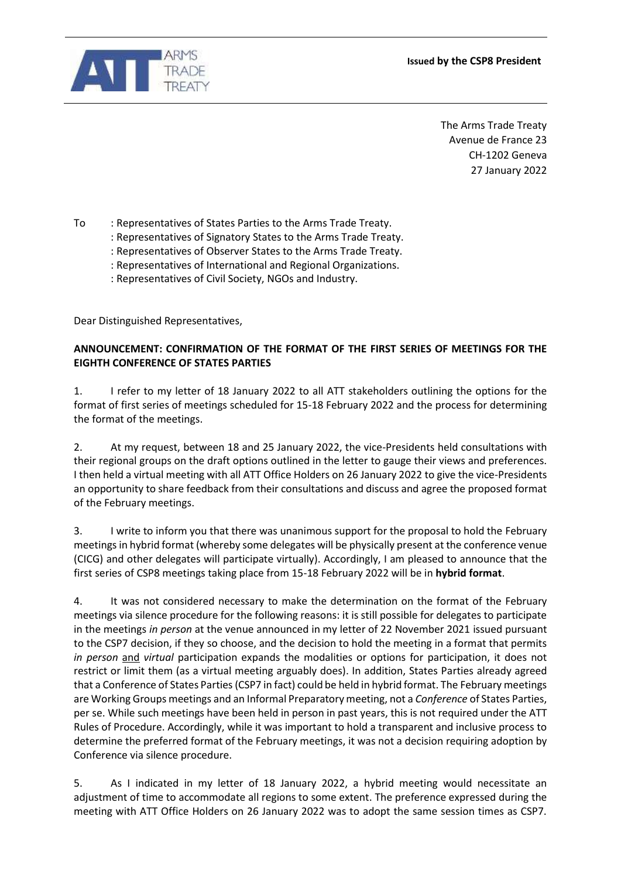**Issued by the CSP8 President**

The Arms Trade Treaty
Avenue de France 23
CH-1202 Geneva
27 January 2022

To : Representatives of States Parties to the Arms Trade Treaty.
: Representatives of Signatory States to the Arms Trade Treaty.
: Representatives of Observer States to the Arms Trade Treaty.
: Representatives of International and Regional Organizations.
: Representatives of Civil Society, NGOs and Industry.

Dear Distinguished Representatives,

**ANNOUNCEMENT: CONFIRMATION OF THE FORMAT OF THE FIRST SERIES OF MEETINGS FOR THE EIGHTH CONFERENCE OF STATES PARTIES**

1. I refer to my letter of 18 January 2022 to all ATT stakeholders outlining the options for the format of first series of meetings scheduled for 15-18 February 2022 and the process for determining the format of the meetings.

2. At my request, between 18 and 25 January 2022, the vice-Presidents held consultations with their regional groups on the draft options outlined in the letter to gauge their views and preferences. I then held a virtual meeting with all ATT Office Holders on 26 January 2022 to give the vice-Presidents an opportunity to share feedback from their consultations and discuss and agree the proposed format of the February meetings.

3. I write to inform you that there was unanimous support for the proposal to hold the February meetings in hybrid format (whereby some delegates will be physically present at the conference venue (CICG) and other delegates will participate virtually). Accordingly, I am pleased to announce that the first series of CSP8 meetings taking place from 15-18 February 2022 will be in **hybrid format**.

4. It was not considered necessary to make the determination on the format of the February meetings via silence procedure for the following reasons: it is still possible for delegates to participate in the meetings *in person* at the venue announced in my letter of 22 November 2021 issued pursuant to the CSP7 decision, if they so choose, and the decision to hold the meeting in a format that permits *in person* and *virtual* participation expands the modalities or options for participation, it does not restrict or limit them (as a virtual meeting arguably does). In addition, States Parties already agreed that a Conference of States Parties (CSP7 in fact) could be held in hybrid format. The February meetings are Working Groups meetings and an Informal Preparatory meeting, not a *Conference* of States Parties, per se. While such meetings have been held in person in past years, this is not required under the ATT Rules of Procedure. Accordingly, while it was important to hold a transparent and inclusive process to determine the preferred format of the February meetings, it was not a decision requiring adoption by Conference via silence procedure.

5. As I indicated in my letter of 18 January 2022, a hybrid meeting would necessitate an adjustment of time to accommodate all regions to some extent. The preference expressed during the meeting with ATT Office Holders on 26 January 2022 was to adopt the same session times as CSP7.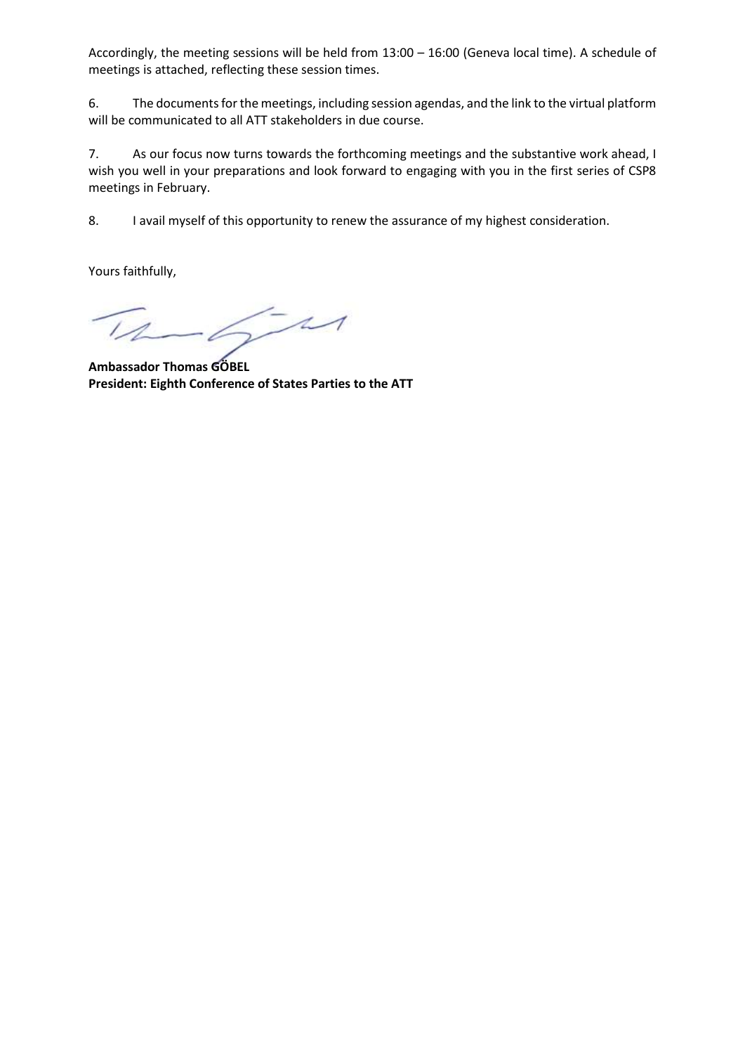Accordingly, the meeting sessions will be held from 13:00 – 16:00 (Geneva local time). A schedule of meetings is attached, reflecting these session times.

6. The documents for the meetings, including session agendas, and the link to the virtual platform will be communicated to all ATT stakeholders in due course.

7. As our focus now turns towards the forthcoming meetings and the substantive work ahead, I wish you well in your preparations and look forward to engaging with you in the first series of CSP8 meetings in February.

8. I avail myself of this opportunity to renew the assurance of my highest consideration.

Yours faithfully,

**Ambassador Thomas GÖBEL**
**President: Eighth Conference of States Parties to the ATT**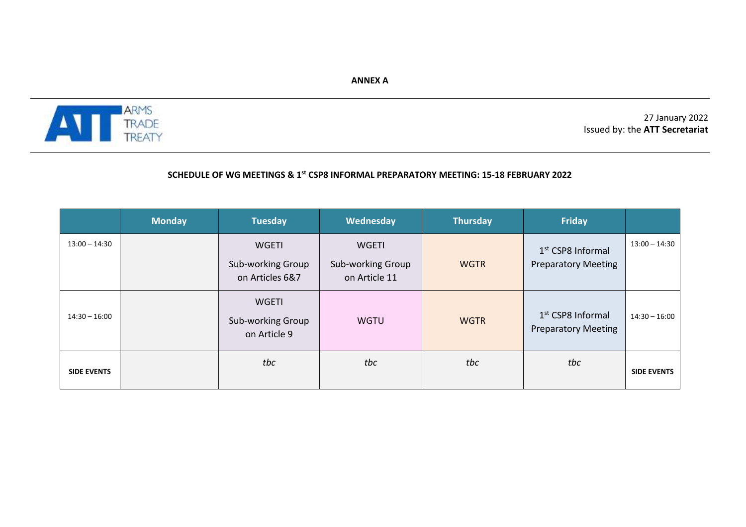**ANNEX A**

ARMS TRADE TREATY

27 January 2022
Issued by: the **ATT Secretariat**

**SCHEDULE OF WG MEETINGS & 1st CSP8 INFORMAL PREPARATORY MEETING: 15-18 FEBRUARY 2022**

| | Monday | Tuesday | Wednesday | Thursday | Friday | |
|---|---|---|---|---|---|---|
| 13:00 – 14:30 | | WGETI Sub-working Group on Articles 6&7 | WGETI Sub-working Group on Article 11 | WGTR | 1st CSP8 Informal Preparatory Meeting | 13:00 – 14:30 |
| 14:30 – 16:00 | | WGETI Sub-working Group on Article 9 | WGTU | WGTR | 1st CSP8 Informal Preparatory Meeting | 14:30 – 16:00 |
| **SIDE EVENTS** | | *tbc* | *tbc* | *tbc* | *tbc* | **SIDE EVENTS** |